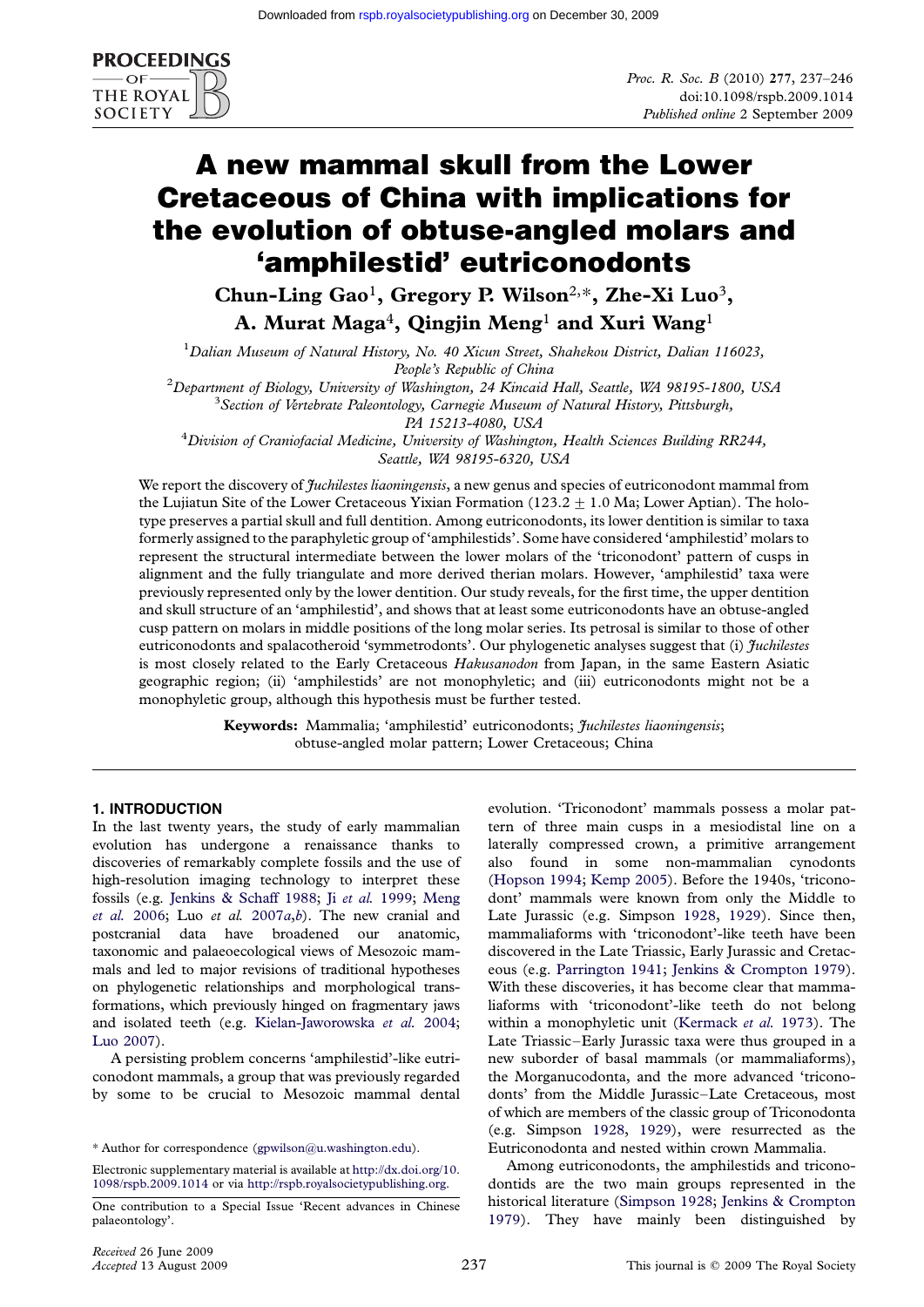# A new mammal skull from the Lower Cretaceous of China with implications for the evolution of obtuse-angled molars and 'amphilestid' eutriconodonts

**Chun-Ling Gao[1], Gregory P. Wilson[2,*], Zhe-Xi Luo[3], A. Murat Maga[4], Qingjin Meng[1] and Xuri Wang[1]**

[1]*Dalian Museum of Natural History, No. 40 Xicun Street, Shahekou District, Dalian 116023, People's Republic of China*

[2]*Department of Biology, University of Washington, 24 Kincaid Hall, Seattle, WA 98195-1800, USA*

[3]*Section of Vertebrate Paleontology, Carnegie Museum of Natural History, Pittsburgh, PA 15213-4080, USA*

[4]*Division of Craniofacial Medicine, University of Washington, Health Sciences Building RR244, Seattle, WA 98195-6320, USA*

We report the discovery of *Juchilestes liaoningensis*, a new genus and species of eutriconodont mammal from the Lujiatun Site of the Lower Cretaceous Yixian Formation ($123.2 \pm 1.0$ Ma; Lower Aptian). The holotype preserves a partial skull and full dentition. Among eutriconodonts, its lower dentition is similar to taxa formerly assigned to the paraphyletic group of 'amphilestids'. Some have considered 'amphilestid' molars to represent the structural intermediate between the lower molars of the 'triconodont' pattern of cusps in alignment and the fully triangulate and more derived therian molars. However, 'amphilestid' taxa were previously represented only by the lower dentition. Our study reveals, for the first time, the upper dentition and skull structure of an 'amphilestid', and shows that at least some eutriconodonts have an obtuse-angled cusp pattern on molars in middle positions of the long molar series. Its petrosal is similar to those of other eutriconodonts and spalacotheroid 'symmetrodonts'. Our phylogenetic analyses suggest that (i) *Juchilestes* is most closely related to the Early Cretaceous *Hakusanodon* from Japan, in the same Eastern Asiatic geographic region; (ii) 'amphilestids' are not monophyletic; and (iii) eutriconodonts might not be a monophyletic group, although this hypothesis must be further tested.

**Keywords:** Mammalia; 'amphilestid' eutriconodonts; *Juchilestes liaoningensis*; obtuse-angled molar pattern; Lower Cretaceous; China

## 1. INTRODUCTION

In the last twenty years, the study of early mammalian evolution has undergone a renaissance thanks to discoveries of remarkably complete fossils and the use of high-resolution imaging technology to interpret these fossils (e.g. Jenkins & Schaff 1988; Ji *et al.* 1999; Meng *et al.* 2006; Luo *et al.* 2007*a*,*b*). The new cranial and postcranial data have broadened our anatomic, taxonomic and palaeoecological views of Mesozoic mammals and led to major revisions of traditional hypotheses on phylogenetic relationships and morphological transformations, which previously hinged on fragmentary jaws and isolated teeth (e.g. Kielan-Jaworowska *et al.* 2004; Luo 2007).

A persisting problem concerns 'amphilestid'-like eutriconodont mammals, a group that was previously regarded by some to be crucial to Mesozoic mammal dental evolution. 'Triconodont' mammals possess a molar pattern of three main cusps in a mesiodistal line on a laterally compressed crown, a primitive arrangement also found in some non-mammalian cynodonts (Hopson 1994; Kemp 2005). Before the 1940s, 'triconodont' mammals were known from only the Middle to Late Jurassic (e.g. Simpson 1928, 1929). Since then, mammaliaforms with 'triconodont'-like teeth have been discovered in the Late Triassic, Early Jurassic and Cretaceous (e.g. Parrington 1941; Jenkins & Crompton 1979). With these discoveries, it has become clear that mammaliaforms with 'triconodont'-like teeth do not belong within a monophyletic unit (Kermack *et al.* 1973). The Late Triassic–Early Jurassic taxa were thus grouped in a new suborder of basal mammals (or mammaliaforms), the Morganucodonta, and the more advanced 'triconodonts' from the Middle Jurassic–Late Cretaceous, most of which are members of the classic group of Triconodonta (e.g. Simpson 1928, 1929), were resurrected as the Eutriconodonta and nested within crown Mammalia.

Among eutriconodonts, the amphilestids and triconodontids are the two main groups represented in the historical literature (Simpson 1928; Jenkins & Crompton 1979). They have mainly been distinguished by

\* Author for correspondence (gpwilson@u.washington.edu).

Electronic supplementary material is available at http://dx.doi.org/10.1098/rspb.2009.1014 or via http://rspb.royalsocietypublishing.org.

One contribution to a Special Issue 'Recent advances in Chinese palaeontology'.

Received 26 June 2009
Accepted 13 August 2009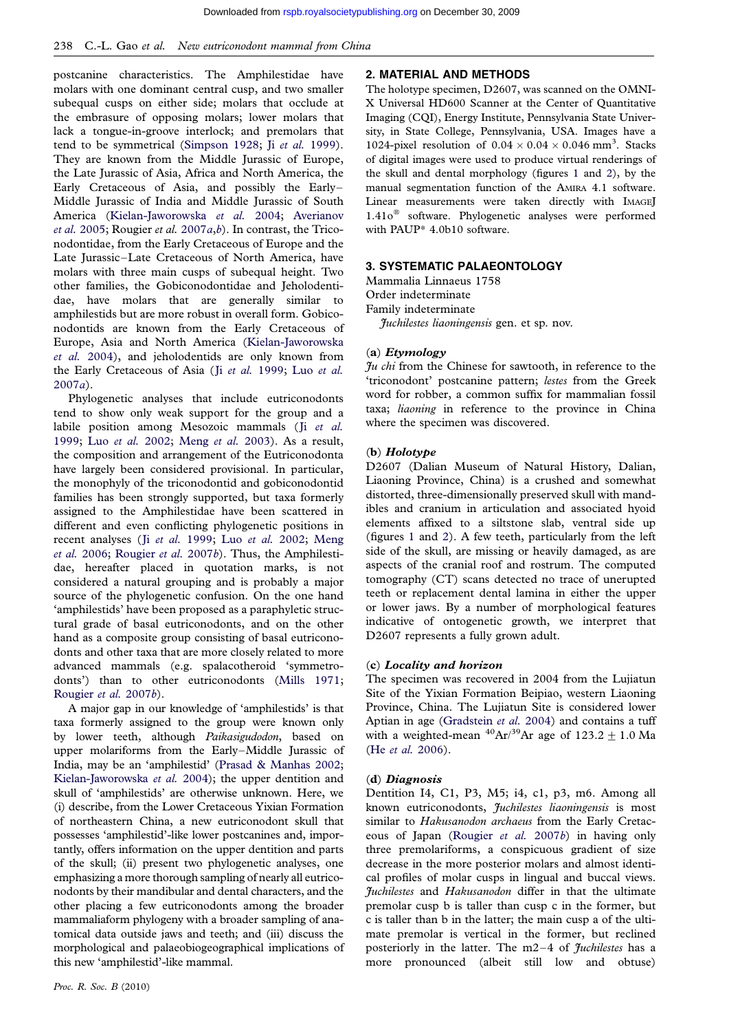postcanine characteristics. The Amphilestidae have molars with one dominant central cusp, and two smaller subequal cusps on either side; molars that occlude at the embrasure of opposing molars; lower molars that lack a tongue-in-groove interlock; and premolars that tend to be symmetrical (Simpson 1928; Ji *et al.* 1999). They are known from the Middle Jurassic of Europe, the Late Jurassic of Asia, Africa and North America, the Early Cretaceous of Asia, and possibly the Early–Middle Jurassic of India and Middle Jurassic of South America (Kielan-Jaworowska *et al.* 2004; Averianov *et al.* 2005; Rougier *et al.* 2007*a*,*b*). In contrast, the Triconodontidae, from the Early Cretaceous of Europe and the Late Jurassic–Late Cretaceous of North America, have molars with three main cusps of subequal height. Two other families, the Gobiconodontidae and Jeholodentidae, have molars that are generally similar to amphilestids but are more robust in overall form. Gobiconodontids are known from the Early Cretaceous of Europe, Asia and North America (Kielan-Jaworowska *et al.* 2004), and jeholodentids are only known from the Early Cretaceous of Asia (Ji *et al.* 1999; Luo *et al.* 2007*a*).

Phylogenetic analyses that include eutriconodonts tend to show only weak support for the group and a labile position among Mesozoic mammals (Ji *et al.* 1999; Luo *et al.* 2002; Meng *et al.* 2003). As a result, the composition and arrangement of the Eutriconodonta have largely been considered provisional. In particular, the monophyly of the triconodontid and gobiconodontid families has been strongly supported, but taxa formerly assigned to the Amphilestidae have been scattered in different and even conflicting phylogenetic positions in recent analyses (Ji *et al.* 1999; Luo *et al.* 2002; Meng *et al.* 2006; Rougier *et al.* 2007*b*). Thus, the Amphilestidae, hereafter placed in quotation marks, is not considered a natural grouping and is probably a major source of the phylogenetic confusion. On the one hand 'amphilestids' have been proposed as a paraphyletic structural grade of basal eutriconodonts, and on the other hand as a composite group consisting of basal eutriconodonts and other taxa that are more closely related to more advanced mammals (e.g. spalacotheroid 'symmetrodonts') than to other eutriconodonts (Mills 1971; Rougier *et al.* 2007*b*).

A major gap in our knowledge of 'amphilestids' is that taxa formerly assigned to the group were known only by lower teeth, although *Paikasigudodon*, based on upper molariforms from the Early–Middle Jurassic of India, may be an 'amphilestid' (Prasad & Manhas 2002; Kielan-Jaworowska *et al.* 2004); the upper dentition and skull of 'amphilestids' are otherwise unknown. Here, we (i) describe, from the Lower Cretaceous Yixian Formation of northeastern China, a new eutriconodont skull that possesses 'amphilestid'-like lower postcanines and, importantly, offers information on the upper dentition and parts of the skull; (ii) present two phylogenetic analyses, one emphasizing a more thorough sampling of nearly all eutriconodonts by their mandibular and dental characters, and the other placing a few eutriconodonts among the broader mammaliaform phylogeny with a broader sampling of anatomical data outside jaws and teeth; and (iii) discuss the morphological and palaeobiogeographical implications of this new 'amphilestid'-like mammal.

## 2. MATERIAL AND METHODS

The holotype specimen, D2607, was scanned on the OMNI-X Universal HD600 Scanner at the Center of Quantitative Imaging (CQI), Energy Institute, Pennsylvania State University, in State College, Pennsylvania, USA. Images have a 1024-pixel resolution of $0.04 \times 0.04 \times 0.046\ \text{mm}^3$. Stacks of digital images were used to produce virtual renderings of the skull and dental morphology (figures 1 and 2), by the manual segmentation function of the AMIRA 4.1 software. Linear measurements were taken directly with IMAGEJ 1.41o® software. Phylogenetic analyses were performed with PAUP* 4.0b10 software.

## 3. SYSTEMATIC PALAEONTOLOGY

Mammalia Linnaeus 1758
Order indeterminate
Family indeterminate
*Juchilestes liaoningensis* gen. et sp. nov.

### (a) *Etymology*

*Ju chi* from the Chinese for sawtooth, in reference to the 'triconodont' postcanine pattern; *lestes* from the Greek word for robber, a common suffix for mammalian fossil taxa; *liaoning* in reference to the province in China where the specimen was discovered.

### (b) *Holotype*

D2607 (Dalian Museum of Natural History, Dalian, Liaoning Province, China) is a crushed and somewhat distorted, three-dimensionally preserved skull with mandibles and cranium in articulation and associated hyoid elements affixed to a siltstone slab, ventral side up (figures 1 and 2). A few teeth, particularly from the left side of the skull, are missing or heavily damaged, as are aspects of the cranial roof and rostrum. The computed tomography (CT) scans detected no trace of unerupted teeth or replacement dental lamina in either the upper or lower jaws. By a number of morphological features indicative of ontogenetic growth, we interpret that D2607 represents a fully grown adult.

### (c) *Locality and horizon*

The specimen was recovered in 2004 from the Lujiatun Site of the Yixian Formation Beipiao, western Liaoning Province, China. The Lujiatun Site is considered lower Aptian in age (Gradstein *et al.* 2004) and contains a tuff with a weighted-mean $^{40}\text{Ar}/^{39}\text{Ar}$ age of $123.2 \pm 1.0$ Ma (He *et al.* 2006).

### (d) *Diagnosis*

Dentition I4, C1, P3, M5; i4, c1, p3, m6. Among all known eutriconodonts, *Juchilestes liaoningensis* is most similar to *Hakusanodon archaeus* from the Early Cretaceous of Japan (Rougier *et al.* 2007*b*) in having only three premolariforms, a conspicuous gradient of size decrease in the more posterior molars and almost identical profiles of molar cusps in lingual and buccal views. *Juchilestes* and *Hakusanodon* differ in that the ultimate premolar cusp b is taller than cusp c in the former, but c is taller than b in the latter; the main cusp a of the ultimate premolar is vertical in the former, but reclined posteriorly in the latter. The m2–4 of *Juchilestes* has a more pronounced (albeit still low and obtuse)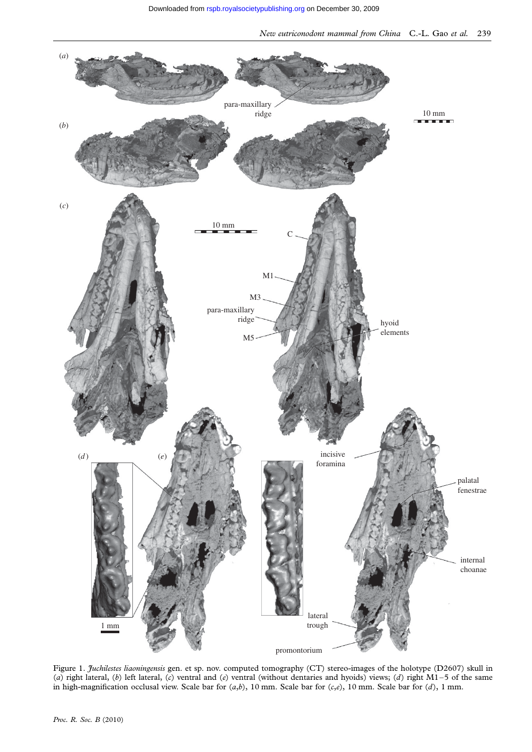Figure 1. *Juchilestes liaoningensis* gen. et sp. nov. computed tomography (CT) stereo-images of the holotype (D2607) skull in (*a*) right lateral, (*b*) left lateral, (*c*) ventral and (*e*) ventral (without dentaries and hyoids) views; (*d*) right M1–5 of the same in high-magnification occlusal view. Scale bar for (*a*,*b*), 10 mm. Scale bar for (*c*,*e*), 10 mm. Scale bar for (*d*), 1 mm.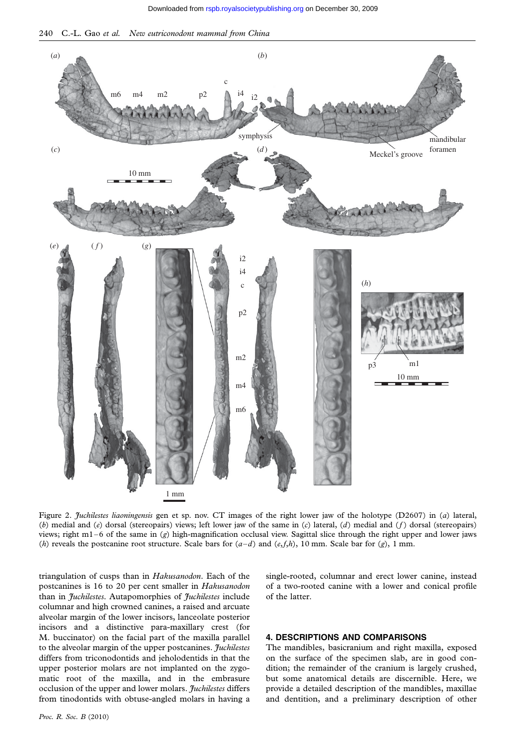Figure 2. *Juchilestes liaoningensis* gen et sp. nov. CT images of the right lower jaw of the holotype (D2607) in (*a*) lateral, (*b*) medial and (*e*) dorsal (stereopairs) views; left lower jaw of the same in (*c*) lateral, (*d*) medial and (*f*) dorsal (stereopairs) views; right m1–6 of the same in (*g*) high-magnification occlusal view. Sagittal slice through the right upper and lower jaws (*h*) reveals the postcanine root structure. Scale bars for (*a*–*d*) and (*e*,*f*,*h*), 10 mm. Scale bar for (*g*), 1 mm.

triangulation of cusps than in *Hakusanodon*. Each of the postcanines is 16 to 20 per cent smaller in *Hakusanodon* than in *Juchilestes*. Autapomorphies of *Juchilestes* include columnar and high crowned canines, a raised and arcuate alveolar margin of the lower incisors, lanceolate posterior incisors and a distinctive para-maxillary crest (for M. buccinator) on the facial part of the maxilla parallel to the alveolar margin of the upper postcanines. *Juchilestes* differs from triconodontids and jeholodentids in that the upper posterior molars are not implanted on the zygomatic root of the maxilla, and in the embrasure occlusion of the upper and lower molars. *Juchilestes* differs from tinodontids with obtuse-angled molars in having a single-rooted, columnar and erect lower canine, instead of a two-rooted canine with a lower and conical profile of the latter.

## 4. DESCRIPTIONS AND COMPARISONS

The mandibles, basicranium and right maxilla, exposed on the surface of the specimen slab, are in good condition; the remainder of the cranium is largely crushed, but some anatomical details are discernible. Here, we provide a detailed description of the mandibles, maxillae and dentition, and a preliminary description of other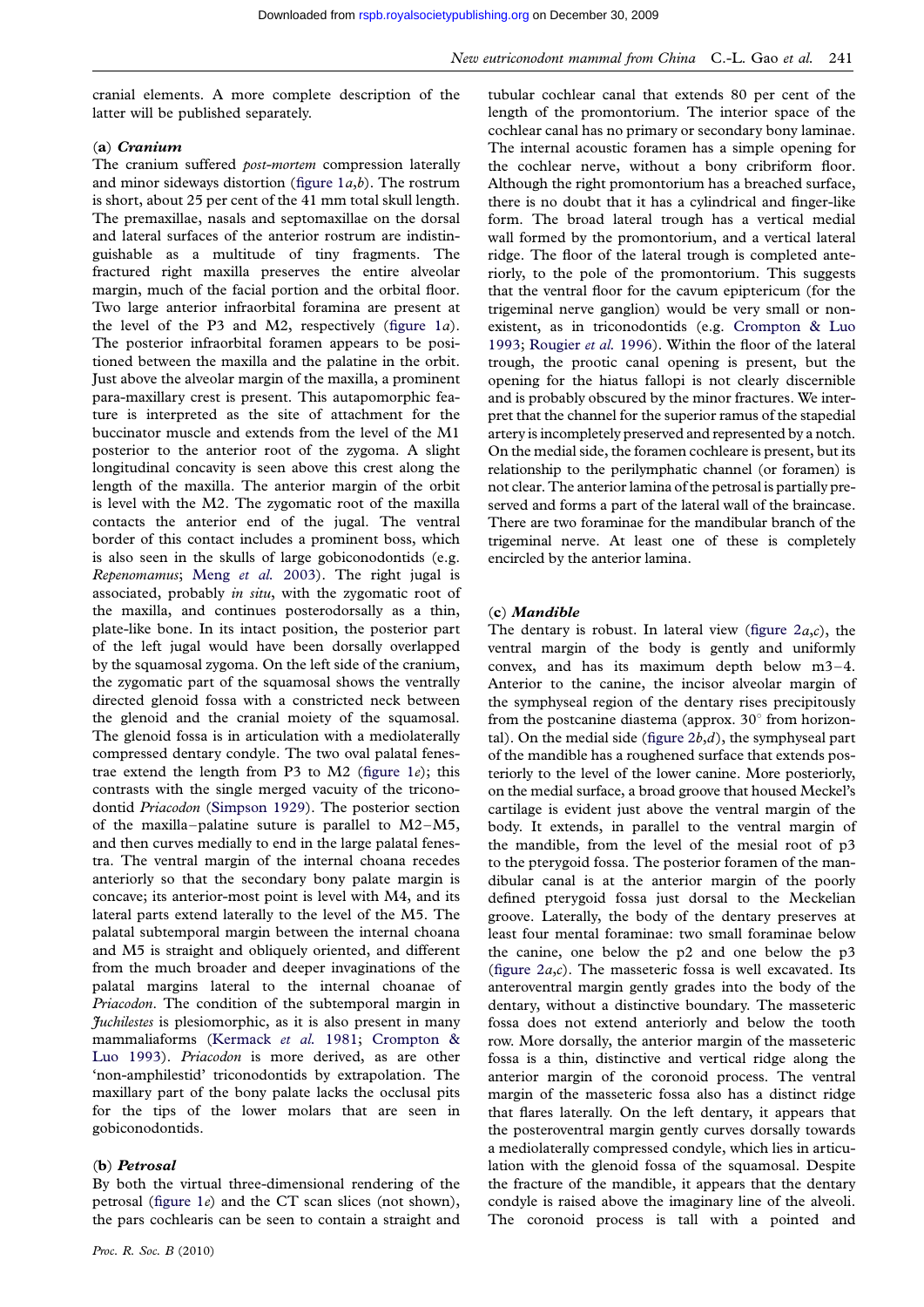cranial elements. A more complete description of the latter will be published separately.

### (a) *Cranium*

The cranium suffered *post-mortem* compression laterally and minor sideways distortion (figure 1*a*,*b*). The rostrum is short, about 25 per cent of the 41 mm total skull length. The premaxillae, nasals and septomaxillae on the dorsal and lateral surfaces of the anterior rostrum are indistinguishable as a multitude of tiny fragments. The fractured right maxilla preserves the entire alveolar margin, much of the facial portion and the orbital floor. Two large anterior infraorbital foramina are present at the level of the P3 and M2, respectively (figure 1*a*). The posterior infraorbital foramen appears to be positioned between the maxilla and the palatine in the orbit. Just above the alveolar margin of the maxilla, a prominent para-maxillary crest is present. This autapomorphic feature is interpreted as the site of attachment for the buccinator muscle and extends from the level of the M1 posterior to the anterior root of the zygoma. A slight longitudinal concavity is seen above this crest along the length of the maxilla. The anterior margin of the orbit is level with the M2. The zygomatic root of the maxilla contacts the anterior end of the jugal. The ventral border of this contact includes a prominent boss, which is also seen in the skulls of large gobiconodontids (e.g. *Repenomamus*; Meng *et al.* 2003). The right jugal is associated, probably *in situ*, with the zygomatic root of the maxilla, and continues posterodorsally as a thin, plate-like bone. In its intact position, the posterior part of the left jugal would have been dorsally overlapped by the squamosal zygoma. On the left side of the cranium, the zygomatic part of the squamosal shows the ventrally directed glenoid fossa with a constricted neck between the glenoid and the cranial moiety of the squamosal. The glenoid fossa is in articulation with a mediolaterally compressed dentary condyle. The two oval palatal fenestrae extend the length from P3 to M2 (figure 1*e*); this contrasts with the single merged vacuity of the triconodontid *Priacodon* (Simpson 1929). The posterior section of the maxilla–palatine suture is parallel to M2–M5, and then curves medially to end in the large palatal fenestra. The ventral margin of the internal choana recedes anteriorly so that the secondary bony palate margin is concave; its anterior-most point is level with M4, and its lateral parts extend laterally to the level of the M5. The palatal subtemporal margin between the internal choana and M5 is straight and obliquely oriented, and different from the much broader and deeper invaginations of the palatal margins lateral to the internal choanae of *Priacodon*. The condition of the subtemporal margin in *Juchilestes* is plesiomorphic, as it is also present in many mammaliaforms (Kermack *et al.* 1981; Crompton & Luo 1993). *Priacodon* is more derived, as are other 'non-amphilestid' triconodontids by extrapolation. The maxillary part of the bony palate lacks the occlusal pits for the tips of the lower molars that are seen in gobiconodontids.

### (b) *Petrosal*

By both the virtual three-dimensional rendering of the petrosal (figure 1*e*) and the CT scan slices (not shown), the pars cochlearis can be seen to contain a straight and tubular cochlear canal that extends 80 per cent of the length of the promontorium. The interior space of the cochlear canal has no primary or secondary bony laminae. The internal acoustic foramen has a simple opening for the cochlear nerve, without a bony cribriform floor. Although the right promontorium has a breached surface, there is no doubt that it has a cylindrical and finger-like form. The broad lateral trough has a vertical medial wall formed by the promontorium, and a vertical lateral ridge. The floor of the lateral trough is completed anteriorly, to the pole of the promontorium. This suggests that the ventral floor for the cavum epiptericum (for the trigeminal nerve ganglion) would be very small or non-existent, as in triconodontids (e.g. Crompton & Luo 1993; Rougier *et al.* 1996). Within the floor of the lateral trough, the prootic canal opening is present, but the opening for the hiatus fallopi is not clearly discernible and is probably obscured by the minor fractures. We interpret that the channel for the superior ramus of the stapedial artery is incompletely preserved and represented by a notch. On the medial side, the foramen cochleare is present, but its relationship to the perilymphatic channel (or foramen) is not clear. The anterior lamina of the petrosal is partially preserved and forms a part of the lateral wall of the braincase. There are two foraminae for the mandibular branch of the trigeminal nerve. At least one of these is completely encircled by the anterior lamina.

### (c) *Mandible*

The dentary is robust. In lateral view (figure 2*a*,*c*), the ventral margin of the body is gently and uniformly convex, and has its maximum depth below m3–4. Anterior to the canine, the incisor alveolar margin of the symphyseal region of the dentary rises precipitously from the postcanine diastema (approx. 30° from horizontal). On the medial side (figure 2*b*,*d*), the symphyseal part of the mandible has a roughened surface that extends posteriorly to the level of the lower canine. More posteriorly, on the medial surface, a broad groove that housed Meckel's cartilage is evident just above the ventral margin of the body. It extends, in parallel to the ventral margin of the mandible, from the level of the mesial root of p3 to the pterygoid fossa. The posterior foramen of the mandibular canal is at the anterior margin of the poorly defined pterygoid fossa just dorsal to the Meckelian groove. Laterally, the body of the dentary preserves at least four mental foraminae: two small foraminae below the canine, one below the p2 and one below the p3 (figure 2*a*,*c*). The masseteric fossa is well excavated. Its anteroventral margin gently grades into the body of the dentary, without a distinctive boundary. The masseteric fossa does not extend anteriorly and below the tooth row. More dorsally, the anterior margin of the masseteric fossa is a thin, distinctive and vertical ridge along the anterior margin of the coronoid process. The ventral margin of the masseteric fossa also has a distinct ridge that flares laterally. On the left dentary, it appears that the posteroventral margin gently curves dorsally towards a mediolaterally compressed condyle, which lies in articulation with the glenoid fossa of the squamosal. Despite the fracture of the mandible, it appears that the dentary condyle is raised above the imaginary line of the alveoli. The coronoid process is tall with a pointed and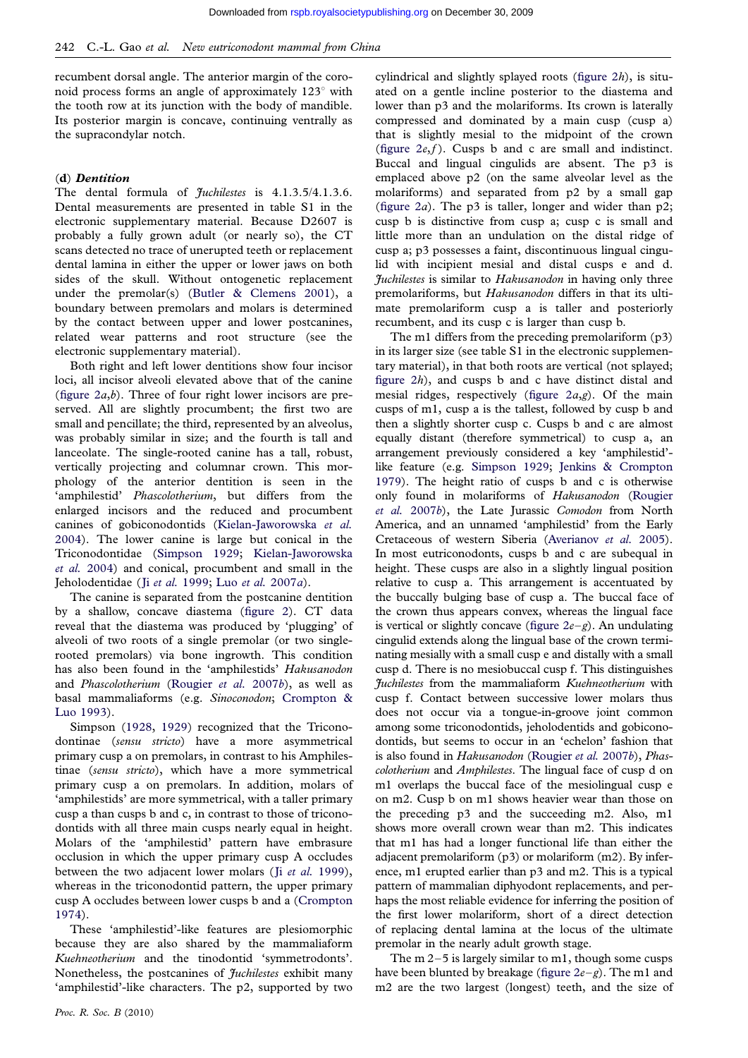recumbent dorsal angle. The anterior margin of the coronoid process forms an angle of approximately 123° with the tooth row at its junction with the body of mandible. Its posterior margin is concave, continuing ventrally as the supracondylar notch.

### (d) *Dentition*

The dental formula of *Juchilestes* is 4.1.3.5/4.1.3.6. Dental measurements are presented in table S1 in the electronic supplementary material. Because D2607 is probably a fully grown adult (or nearly so), the CT scans detected no trace of unerupted teeth or replacement dental lamina in either the upper or lower jaws on both sides of the skull. Without ontogenetic replacement under the premolar(s) (Butler & Clemens 2001), a boundary between premolars and molars is determined by the contact between upper and lower postcanines, related wear patterns and root structure (see the electronic supplementary material).

Both right and left lower dentitions show four incisor loci, all incisor alveoli elevated above that of the canine (figure 2*a*,*b*). Three of four right lower incisors are preserved. All are slightly procumbent; the first two are small and pencillate; the third, represented by an alveolus, was probably similar in size; and the fourth is tall and lanceolate. The single-rooted canine has a tall, robust, vertically projecting and columnar crown. This morphology of the anterior dentition is seen in the 'amphilestid' *Phascolotherium*, but differs from the enlarged incisors and the reduced and procumbent canines of gobiconodontids (Kielan-Jaworowska *et al.* 2004). The lower canine is large but conical in the Triconodontidae (Simpson 1929; Kielan-Jaworowska *et al.* 2004) and conical, procumbent and small in the Jeholodentidae (Ji *et al.* 1999; Luo *et al.* 2007*a*).

The canine is separated from the postcanine dentition by a shallow, concave diastema (figure 2). CT data reveal that the diastema was produced by 'plugging' of alveoli of two roots of a single premolar (or two single-rooted premolars) via bone ingrowth. This condition has also been found in the 'amphilestids' *Hakusanodon* and *Phascolotherium* (Rougier *et al.* 2007*b*), as well as basal mammaliaforms (e.g. *Sinoconodon*; Crompton & Luo 1993).

Simpson (1928, 1929) recognized that the Triconodontinae (*sensu stricto*) have a more asymmetrical primary cusp a on premolars, in contrast to his Amphilestinae (*sensu stricto*), which have a more symmetrical primary cusp a on premolars. In addition, molars of 'amphilestids' are more symmetrical, with a taller primary cusp a than cusps b and c, in contrast to those of triconodontids with all three main cusps nearly equal in height. Molars of the 'amphilestid' pattern have embrasure occlusion in which the upper primary cusp A occludes between the two adjacent lower molars (Ji *et al.* 1999), whereas in the triconodontid pattern, the upper primary cusp A occludes between lower cusps b and a (Crompton 1974).

These 'amphilestid'-like features are plesiomorphic because they are also shared by the mammaliaform *Kuehneotherium* and the tinodontid 'symmetrodonts'. Nonetheless, the postcanines of *Juchilestes* exhibit many 'amphilestid'-like characters. The p2, supported by two cylindrical and slightly splayed roots (figure 2*h*), is situated on a gentle incline posterior to the diastema and lower than p3 and the molariforms. Its crown is laterally compressed and dominated by a main cusp (cusp a) that is slightly mesial to the midpoint of the crown (figure 2*e*,*f*). Cusps b and c are small and indistinct. Buccal and lingual cingulids are absent. The p3 is emplaced above p2 (on the same alveolar level as the molariforms) and separated from p2 by a small gap (figure 2*a*). The p3 is taller, longer and wider than p2; cusp b is distinctive from cusp a; cusp c is small and little more than an undulation on the distal ridge of cusp a; p3 possesses a faint, discontinuous lingual cingulid with incipient mesial and distal cusps e and d. *Juchilestes* is similar to *Hakusanodon* in having only three premolariforms, but *Hakusanodon* differs in that its ultimate premolariform cusp a is taller and posteriorly recumbent, and its cusp c is larger than cusp b.

The m1 differs from the preceding premolariform (p3) in its larger size (see table S1 in the electronic supplementary material), in that both roots are vertical (not splayed; figure 2*h*), and cusps b and c have distinct distal and mesial ridges, respectively (figure 2*a*,*g*). Of the main cusps of m1, cusp a is the tallest, followed by cusp b and then a slightly shorter cusp c. Cusps b and c are almost equally distant (therefore symmetrical) to cusp a, an arrangement previously considered a key 'amphilestid'-like feature (e.g. Simpson 1929; Jenkins & Crompton 1979). The height ratio of cusps b and c is otherwise only found in molariforms of *Hakusanodon* (Rougier *et al.* 2007*b*), the Late Jurassic *Comodon* from North America, and an unnamed 'amphilestid' from the Early Cretaceous of western Siberia (Averianov *et al.* 2005). In most eutriconodonts, cusps b and c are subequal in height. These cusps are also in a slightly lingual position relative to cusp a. This arrangement is accentuated by the buccally bulging base of cusp a. The buccal face of the crown thus appears convex, whereas the lingual face is vertical or slightly concave (figure 2*e*–*g*). An undulating cingulid extends along the lingual base of the crown terminating mesially with a small cusp e and distally with a small cusp d. There is no mesiobuccal cusp f. This distinguishes *Juchilestes* from the mammaliaform *Kuehneotherium* with cusp f. Contact between successive lower molars thus does not occur via a tongue-in-groove joint common among some triconodontids, jeholodentids and gobiconodontids, but seems to occur in an 'echelon' fashion that is also found in *Hakusanodon* (Rougier *et al.* 2007*b*), *Phascolotherium* and *Amphilestes*. The lingual face of cusp d on m1 overlaps the buccal face of the mesiolingual cusp e on m2. Cusp b on m1 shows heavier wear than those on the preceding p3 and the succeeding m2. Also, m1 shows more overall crown wear than m2. This indicates that m1 has had a longer functional life than either the adjacent premolariform (p3) or molariform (m2). By inference, m1 erupted earlier than p3 and m2. This is a typical pattern of mammalian diphyodont replacements, and perhaps the most reliable evidence for inferring the position of the first lower molariform, short of a direct detection of replacing dental lamina at the locus of the ultimate premolar in the nearly adult growth stage.

The m 2–5 is largely similar to m1, though some cusps have been blunted by breakage (figure 2*e*–*g*). The m1 and m2 are the two largest (longest) teeth, and the size of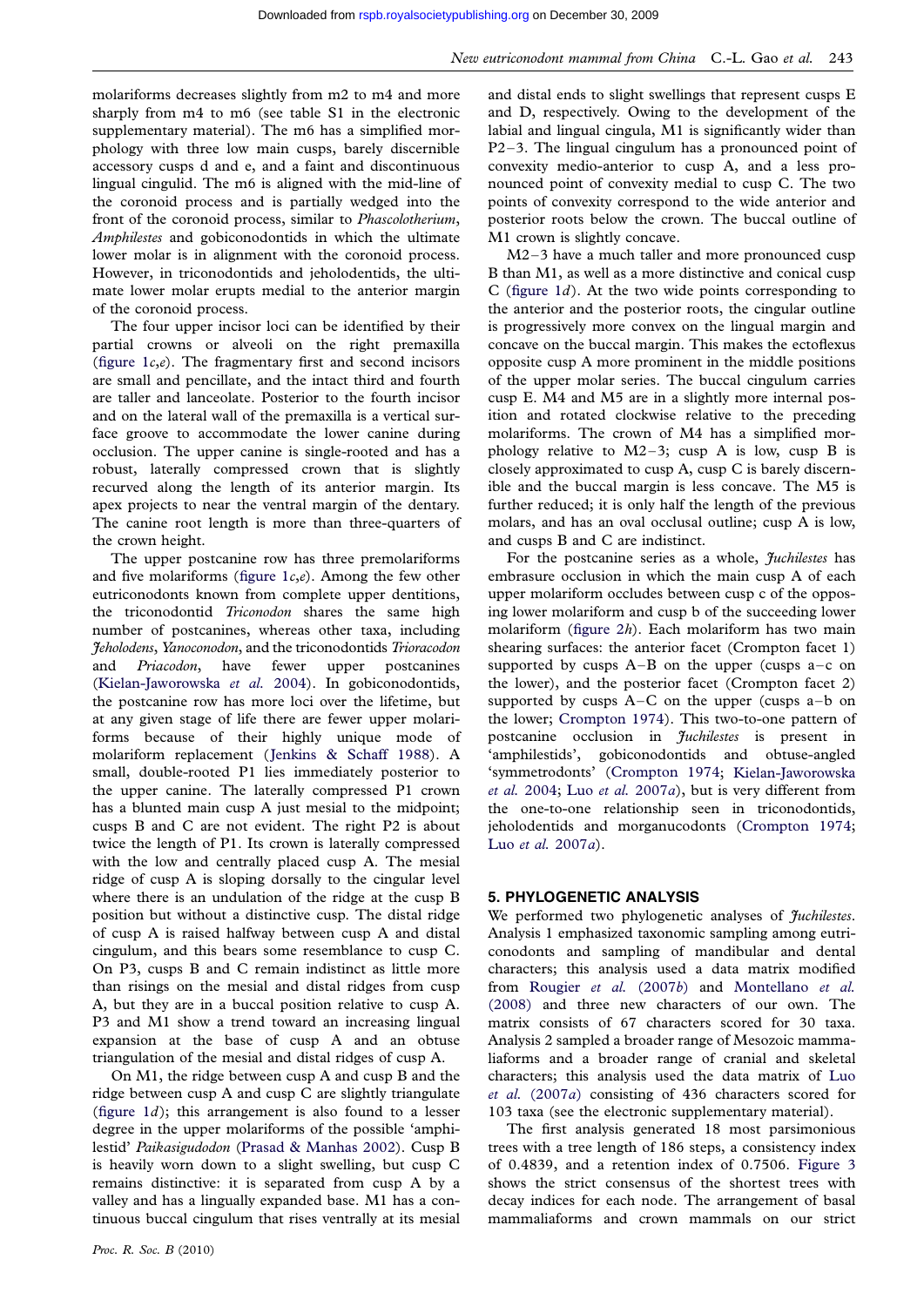molariforms decreases slightly from m2 to m4 and more sharply from m4 to m6 (see table S1 in the electronic supplementary material). The m6 has a simplified morphology with three low main cusps, barely discernible accessory cusps d and e, and a faint and discontinuous lingual cingulid. The m6 is aligned with the mid-line of the coronoid process and is partially wedged into the front of the coronoid process, similar to *Phascolotherium*, *Amphilestes* and gobiconodontids in which the ultimate lower molar is in alignment with the coronoid process. However, in triconodontids and jeholodentids, the ultimate lower molar erupts medial to the anterior margin of the coronoid process.

The four upper incisor loci can be identified by their partial crowns or alveoli on the right premaxilla (figure 1*c*,*e*). The fragmentary first and second incisors are small and pencillate, and the intact third and fourth are taller and lanceolate. Posterior to the fourth incisor and on the lateral wall of the premaxilla is a vertical surface groove to accommodate the lower canine during occlusion. The upper canine is single-rooted and has a robust, laterally compressed crown that is slightly recurved along the length of its anterior margin. Its apex projects to near the ventral margin of the dentary. The canine root length is more than three-quarters of the crown height.

The upper postcanine row has three premolariforms and five molariforms (figure 1*c*,*e*). Among the few other eutriconodonts known from complete upper dentitions, the triconodontid *Triconodon* shares the same high number of postcanines, whereas other taxa, including *Jeholodens*, *Yanoconodon*, and the triconodontids *Trioracodon* and *Priacodon*, have fewer upper postcanines (Kielan-Jaworowska *et al.* 2004). In gobiconodontids, the postcanine row has more loci over the lifetime, but at any given stage of life there are fewer upper molariforms because of their highly unique mode of molariform replacement (Jenkins & Schaff 1988). A small, double-rooted P1 lies immediately posterior to the upper canine. The laterally compressed P1 crown has a blunted main cusp A just mesial to the midpoint; cusps B and C are not evident. The right P2 is about twice the length of P1. Its crown is laterally compressed with the low and centrally placed cusp A. The mesial ridge of cusp A is sloping dorsally to the cingular level where there is an undulation of the ridge at the cusp B position but without a distinctive cusp. The distal ridge of cusp A is raised halfway between cusp A and distal cingulum, and this bears some resemblance to cusp C. On P3, cusps B and C remain indistinct as little more than risings on the mesial and distal ridges from cusp A, but they are in a buccal position relative to cusp A. P3 and M1 show a trend toward an increasing lingual expansion at the base of cusp A and an obtuse triangulation of the mesial and distal ridges of cusp A.

On M1, the ridge between cusp A and cusp B and the ridge between cusp A and cusp C are slightly triangulate (figure 1*d*); this arrangement is also found to a lesser degree in the upper molariforms of the possible 'amphilestid' *Paikasigudodon* (Prasad & Manhas 2002). Cusp B is heavily worn down to a slight swelling, but cusp C remains distinctive: it is separated from cusp A by a valley and has a lingually expanded base. M1 has a continuous buccal cingulum that rises ventrally at its mesial and distal ends to slight swellings that represent cusps E and D, respectively. Owing to the development of the labial and lingual cingula, M1 is significantly wider than P2–3. The lingual cingulum has a pronounced point of convexity medio-anterior to cusp A, and a less pronounced point of convexity medial to cusp C. The two points of convexity correspond to the wide anterior and posterior roots below the crown. The buccal outline of M1 crown is slightly concave.

M2–3 have a much taller and more pronounced cusp B than M1, as well as a more distinctive and conical cusp C (figure 1*d*). At the two wide points corresponding to the anterior and the posterior roots, the cingular outline is progressively more convex on the lingual margin and concave on the buccal margin. This makes the ectoflexus opposite cusp A more prominent in the middle positions of the upper molar series. The buccal cingulum carries cusp E. M4 and M5 are in a slightly more internal position and rotated clockwise relative to the preceding molariforms. The crown of M4 has a simplified morphology relative to M2–3; cusp A is low, cusp B is closely approximated to cusp A, cusp C is barely discernible and the buccal margin is less concave. The M5 is further reduced; it is only half the length of the previous molars, and has an oval occlusal outline; cusp A is low, and cusps B and C are indistinct.

For the postcanine series as a whole, *Juchilestes* has embrasure occlusion in which the main cusp A of each upper molariform occludes between cusp c of the opposing lower molariform and cusp b of the succeeding lower molariform (figure 2*h*). Each molariform has two main shearing surfaces: the anterior facet (Crompton facet 1) supported by cusps A–B on the upper (cusps a–c on the lower), and the posterior facet (Crompton facet 2) supported by cusps A–C on the upper (cusps a–b on the lower; Crompton 1974). This two-to-one pattern of postcanine occlusion in *Juchilestes* is present in 'amphilestids', gobiconodontids and obtuse-angled 'symmetrodonts' (Crompton 1974; Kielan-Jaworowska *et al.* 2004; Luo *et al.* 2007*a*), but is very different from the one-to-one relationship seen in triconodontids, jeholodentids and morganucodonts (Crompton 1974; Luo *et al.* 2007*a*).

## 5. PHYLOGENETIC ANALYSIS

We performed two phylogenetic analyses of *Juchilestes*. Analysis 1 emphasized taxonomic sampling among eutriconodonts and sampling of mandibular and dental characters; this analysis used a data matrix modified from Rougier *et al.* (2007*b*) and Montellano *et al.* (2008) and three new characters of our own. The matrix consists of 67 characters scored for 30 taxa. Analysis 2 sampled a broader range of Mesozoic mammaliaforms and a broader range of cranial and skeletal characters; this analysis used the data matrix of Luo *et al.* (2007*a*) consisting of 436 characters scored for 103 taxa (see the electronic supplementary material).

The first analysis generated 18 most parsimonious trees with a tree length of 186 steps, a consistency index of 0.4839, and a retention index of 0.7506. Figure 3 shows the strict consensus of the shortest trees with decay indices for each node. The arrangement of basal mammaliaforms and crown mammals on our strict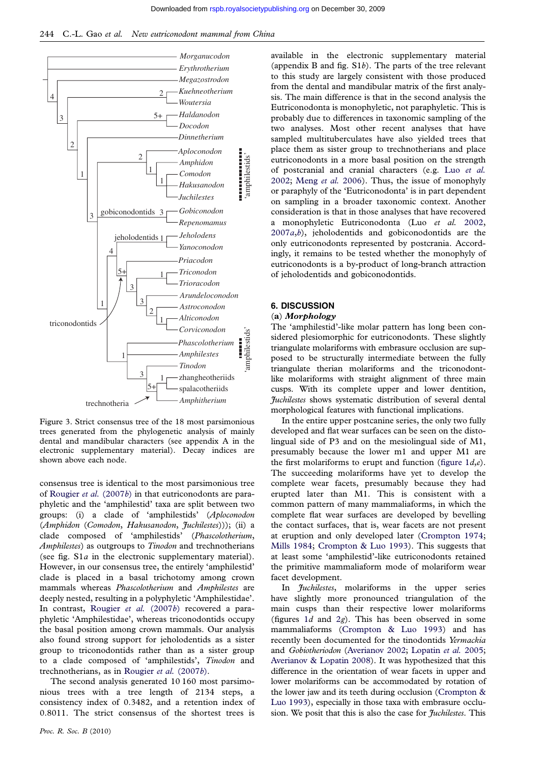Figure 3. Strict consensus tree of the 18 most parsimonious trees generated from the phylogenetic analysis of mainly dental and mandibular characters (see appendix A in the electronic supplementary material). Decay indices are shown above each node.

consensus tree is identical to the most parsimonious tree of Rougier *et al.* (2007*b*) in that eutriconodonts are paraphyletic and the 'amphilestid' taxa are split between two groups: (i) a clade of 'amphilestids' (*Aploconodon* (*Amphidon* (*Comodon*, *Hakusanodon*, *Juchilestes*))); (ii) a clade composed of 'amphilestids' (*Phascolotherium*, *Amphilestes*) as outgroups to *Tinodon* and trechnotherians (see fig. S1*a* in the electronic supplementary material). However, in our consensus tree, the entirely 'amphilestid' clade is placed in a basal trichotomy among crown mammals whereas *Phascolotherium* and *Amphilestes* are deeply nested, resulting in a polyphyletic 'Amphilestidae'. In contrast, Rougier *et al.* (2007*b*) recovered a paraphyletic 'Amphilestidae', whereas triconodontids occupy the basal position among crown mammals. Our analysis also found strong support for jeholodentids as a sister group to triconodontids rather than as a sister group to a clade composed of 'amphilestids', *Tinodon* and trechnotherians, as in Rougier *et al.* (2007*b*).

The second analysis generated 10 160 most parsimonious trees with a tree length of 2134 steps, a consistency index of 0.3482, and a retention index of 0.8011. The strict consensus of the shortest trees is available in the electronic supplementary material (appendix B and fig. S1*b*). The parts of the tree relevant to this study are largely consistent with those produced from the dental and mandibular matrix of the first analysis. The main difference is that in the second analysis the Eutriconodonta is monophyletic, not paraphyletic. This is probably due to differences in taxonomic sampling of the two analyses. Most other recent analyses that have sampled multituberculates have also yielded trees that place them as sister group to trechnotherians and place eutriconodonts in a more basal position on the strength of postcranial and cranial characters (e.g. Luo *et al.* 2002; Meng *et al.* 2006). Thus, the issue of monophyly or paraphyly of the 'Eutriconodonta' is in part dependent on sampling in a broader taxonomic context. Another consideration is that in those analyses that have recovered a monophyletic Eutriconodonta (Luo *et al.* 2002, 2007*a*,*b*), jeholodentids and gobiconodontids are the only eutriconodonts represented by postcrania. Accordingly, it remains to be tested whether the monophyly of eutriconodonts is a by-product of long-branch attraction of jeholodentids and gobiconodontids.

## 6. DISCUSSION

### (a) *Morphology*

The 'amphilestid'-like molar pattern has long been considered plesiomorphic for eutriconodonts. These slightly triangulate molariforms with embrasure occlusion are supposed to be structurally intermediate between the fully triangulate therian molariforms and the triconodont-like molariforms with straight alignment of three main cusps. With its complete upper and lower dentition, *Juchilestes* shows systematic distribution of several dental morphological features with functional implications.

In the entire upper postcanine series, the only two fully developed and flat wear surfaces can be seen on the distolingual side of P3 and on the mesiolingual side of M1, presumably because the lower m1 and upper M1 are the first molariforms to erupt and function (figure 1*d*,*e*). The succeeding molariforms have yet to develop the complete wear facets, presumably because they had erupted later than M1. This is consistent with a common pattern of many mammaliaforms, in which the complete flat wear surfaces are developed by bevelling the contact surfaces, that is, wear facets are not present at eruption and only developed later (Crompton 1974; Mills 1984; Crompton & Luo 1993). This suggests that at least some 'amphilestid'-like eutriconodonts retained the primitive mammaliaform mode of molariform wear facet development.

In *Juchilestes*, molariforms in the upper series have slightly more pronounced triangulation of the main cusps than their respective lower molariforms (figures 1*d* and 2*g*). This has been observed in some mammaliaforms (Crompton & Luo 1993) and has recently been documented for the tinodontids *Yermackia* and *Gobiotheriodon* (Averianov 2002; Lopatin *et al.* 2005; Averianov & Lopatin 2008). It was hypothesized that this difference in the orientation of wear facets in upper and lower molariforms can be accommodated by rotation of the lower jaw and its teeth during occlusion (Crompton & Luo 1993), especially in those taxa with embrasure occlusion. We posit that this is also the case for *Juchilestes*. This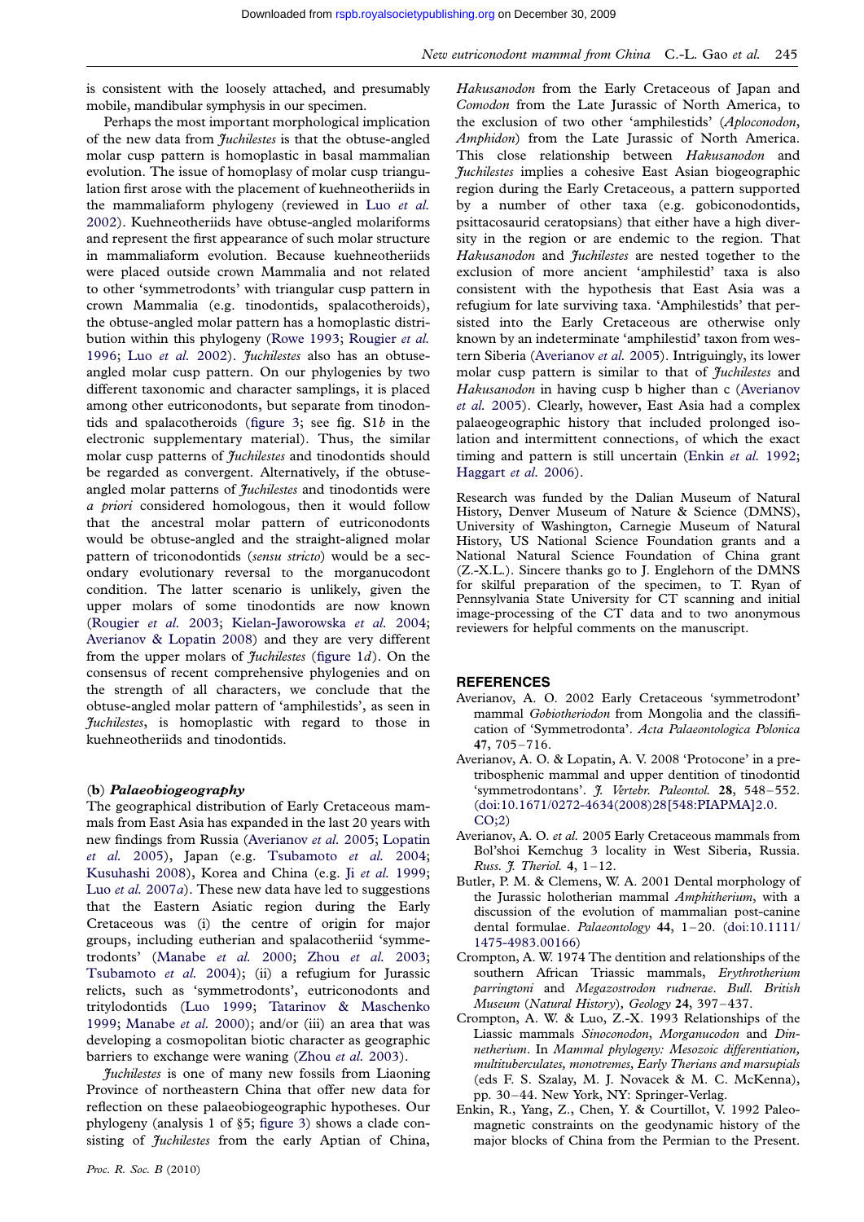is consistent with the loosely attached, and presumably mobile, mandibular symphysis in our specimen.

Perhaps the most important morphological implication of the new data from *Juchilestes* is that the obtuse-angled molar cusp pattern is homoplastic in basal mammalian evolution. The issue of homoplasy of molar cusp triangulation first arose with the placement of kuehneotheriids in the mammaliaform phylogeny (reviewed in Luo *et al.* 2002). Kuehneotheriids have obtuse-angled molariforms and represent the first appearance of such molar structure in mammaliaform evolution. Because kuehneotheriids were placed outside crown Mammalia and not related to other 'symmetrodonts' with triangular cusp pattern in crown Mammalia (e.g. tinodontids, spalacotheroids), the obtuse-angled molar pattern has a homoplastic distribution within this phylogeny (Rowe 1993; Rougier *et al.* 1996; Luo *et al.* 2002). *Juchilestes* also has an obtuse-angled molar cusp pattern. On our phylogenies by two different taxonomic and character samplings, it is placed among other eutriconodonts, but separate from tinodontids and spalacotheroids (figure 3; see fig. S1*b* in the electronic supplementary material). Thus, the similar molar cusp patterns of *Juchilestes* and tinodontids should be regarded as convergent. Alternatively, if the obtuse-angled molar patterns of *Juchilestes* and tinodontids were *a priori* considered homologous, then it would follow that the ancestral molar pattern of eutriconodonts would be obtuse-angled and the straight-aligned molar pattern of triconodontids (*sensu stricto*) would be a secondary evolutionary reversal to the morganucodont condition. The latter scenario is unlikely, given the upper molars of some tinodontids are now known (Rougier *et al.* 2003; Kielan-Jaworowska *et al.* 2004; Averianov & Lopatin 2008) and they are very different from the upper molars of *Juchilestes* (figure 1*d*). On the consensus of recent comprehensive phylogenies and on the strength of all characters, we conclude that the obtuse-angled molar pattern of 'amphilestids', as seen in *Juchilestes*, is homoplastic with regard to those in kuehneotheriids and tinodontids.

### (b) *Palaeobiogeography*

The geographical distribution of Early Cretaceous mammals from East Asia has expanded in the last 20 years with new findings from Russia (Averianov *et al.* 2005; Lopatin *et al.* 2005), Japan (e.g. Tsubamoto *et al.* 2004; Kusuhashi 2008), Korea and China (e.g. Ji *et al.* 1999; Luo *et al.* 2007*a*). These new data have led to suggestions that the Eastern Asiatic region during the Early Cretaceous was (i) the centre of origin for major groups, including eutherian and spalacotheriid 'symmetrodonts' (Manabe *et al.* 2000; Zhou *et al.* 2003; Tsubamoto *et al.* 2004); (ii) a refugium for Jurassic relicts, such as 'symmetrodonts', eutriconodonts and tritylodontids (Luo 1999; Tatarinov & Maschenko 1999; Manabe *et al.* 2000); and/or (iii) an area that was developing a cosmopolitan biotic character as geographic barriers to exchange were waning (Zhou *et al.* 2003).

*Juchilestes* is one of many new fossils from Liaoning Province of northeastern China that offer new data for reflection on these palaeobiogeographic hypotheses. Our phylogeny (analysis 1 of §5; figure 3) shows a clade consisting of *Juchilestes* from the early Aptian of China, *Hakusanodon* from the Early Cretaceous of Japan and *Comodon* from the Late Jurassic of North America, to the exclusion of two other 'amphilestids' (*Aploconodon*, *Amphidon*) from the Late Jurassic of North America. This close relationship between *Hakusanodon* and *Juchilestes* implies a cohesive East Asian biogeographic region during the Early Cretaceous, a pattern supported by a number of other taxa (e.g. gobiconodontids, psittacosaurid ceratopsians) that either have a high diversity in the region or are endemic to the region. That *Hakusanodon* and *Juchilestes* are nested together to the exclusion of more ancient 'amphilestid' taxa is also consistent with the hypothesis that East Asia was a refugium for late surviving taxa. 'Amphilestids' that persisted into the Early Cretaceous are otherwise only known by an indeterminate 'amphilestid' taxon from western Siberia (Averianov *et al.* 2005). Intriguingly, its lower molar cusp pattern is similar to that of *Juchilestes* and *Hakusanodon* in having cusp b higher than c (Averianov *et al.* 2005). Clearly, however, East Asia had a complex palaeogeographic history that included prolonged isolation and intermittent connections, of which the exact timing and pattern is still uncertain (Enkin *et al.* 1992; Haggart *et al.* 2006).

Research was funded by the Dalian Museum of Natural History, Denver Museum of Nature & Science (DMNS), University of Washington, Carnegie Museum of Natural History, US National Science Foundation grants and a National Natural Science Foundation of China grant (Z.-X.L.). Sincere thanks go to J. Englehorn of the DMNS for skilful preparation of the specimen, to T. Ryan of Pennsylvania State University for CT scanning and initial image-processing of the CT data and to two anonymous reviewers for helpful comments on the manuscript.

## REFERENCES

Averianov, A. O. 2002 Early Cretaceous 'symmetrodont' mammal *Gobiotheriodon* from Mongolia and the classification of 'Symmetrodonta'. *Acta Palaeontologica Polonica* **47**, 705–716.

Averianov, A. O. & Lopatin, A. V. 2008 'Protocone' in a pretribosphenic mammal and upper dentition of tinodontid 'symmetrodontans'. *J. Vertebr. Paleontol.* **28**, 548–552. (doi:10.1671/0272-4634(2008)28[548:PIAPMA]2.0.CO;2)

Averianov, A. O. *et al.* 2005 Early Cretaceous mammals from Bol'shoi Kemchug 3 locality in West Siberia, Russia. *Russ. J. Theriol.* **4**, 1–12.

Butler, P. M. & Clemens, W. A. 2001 Dental morphology of the Jurassic holotherian mammal *Amphitherium*, with a discussion of the evolution of mammalian post-canine dental formulae. *Palaeontology* **44**, 1–20. (doi:10.1111/1475-4983.00166)

Crompton, A. W. 1974 The dentition and relationships of the southern African Triassic mammals, *Erythrotherium parringtoni* and *Megazostrodon rudnerae*. *Bull. British Museum (Natural History), Geology* **24**, 397–437.

Crompton, A. W. & Luo, Z.-X. 1993 Relationships of the Liassic mammals *Sinoconodon*, *Morganucodon* and *Dinnetherium*. In *Mammal phylogeny: Mesozoic differentiation, multituberculates, monotremes, Early Therians and marsupials* (eds F. S. Szalay, M. J. Novacek & M. C. McKenna), pp. 30–44. New York, NY: Springer-Verlag.

Enkin, R., Yang, Z., Chen, Y. & Courtillot, V. 1992 Paleomagnetic constraints on the geodynamic history of the major blocks of China from the Permian to the Present.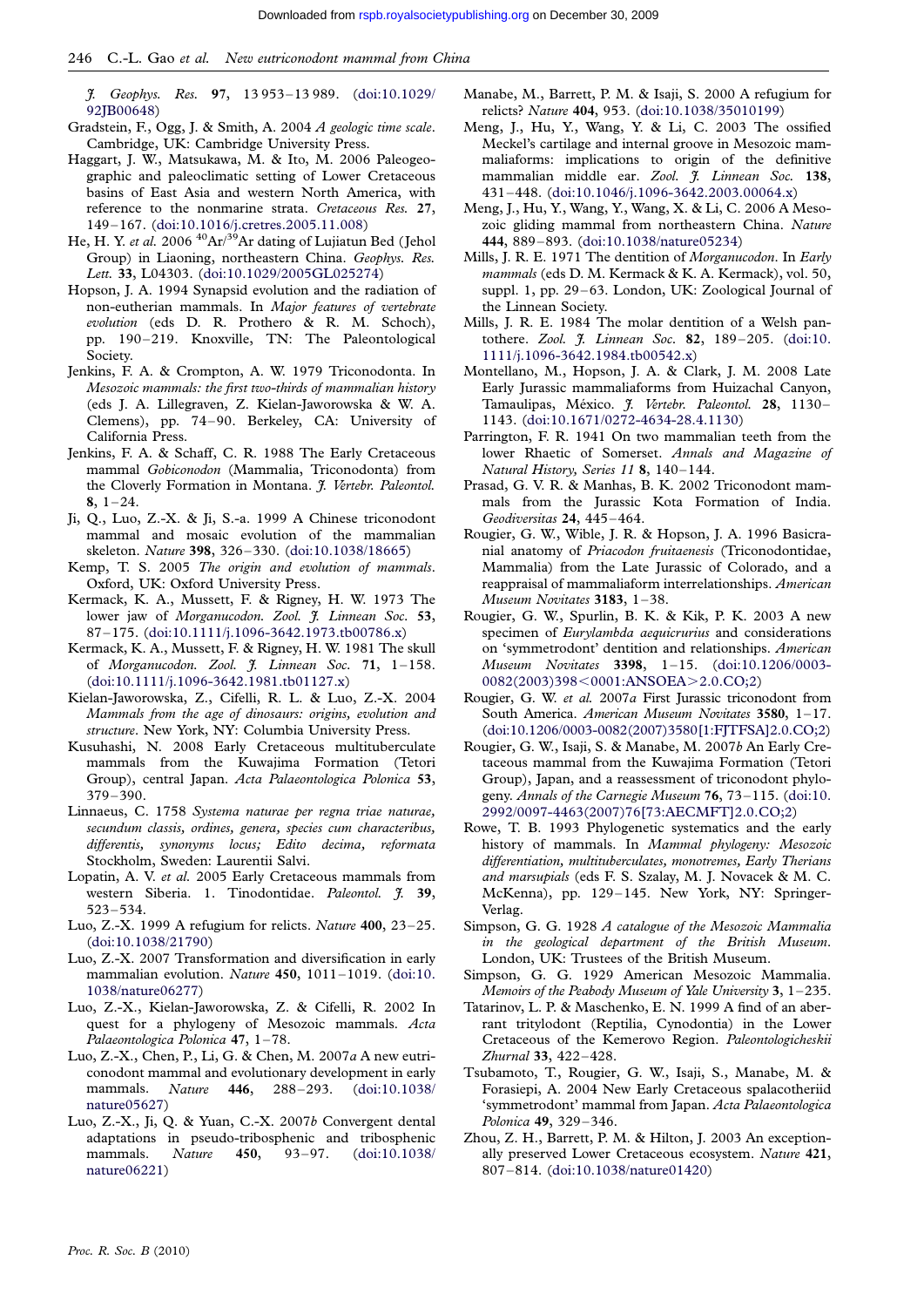*J. Geophys. Res.* **97**, 13 953–13 989. (doi:10.1029/92JB00648)

Gradstein, F., Ogg, J. & Smith, A. 2004 *A geologic time scale*. Cambridge, UK: Cambridge University Press.

Haggart, J. W., Matsukawa, M. & Ito, M. 2006 Paleogeographic and paleoclimatic setting of Lower Cretaceous basins of East Asia and western North America, with reference to the nonmarine strata. *Cretaceous Res.* **27**, 149–167. (doi:10.1016/j.cretres.2005.11.008)

He, H. Y. *et al.* 2006 $^{40}$Ar/$^{39}$Ar dating of Lujiatun Bed (Jehol Group) in Liaoning, northeastern China. *Geophys. Res. Lett.* **33**, L04303. (doi:10.1029/2005GL025274)

Hopson, J. A. 1994 Synapsid evolution and the radiation of non-eutherian mammals. In *Major features of vertebrate evolution* (eds D. R. Prothero & R. M. Schoch), pp. 190–219. Knoxville, TN: The Paleontological Society.

Jenkins, F. A. & Crompton, A. W. 1979 Triconodonta. In *Mesozoic mammals: the first two-thirds of mammalian history* (eds J. A. Lillegraven, Z. Kielan-Jaworowska & W. A. Clemens), pp. 74–90. Berkeley, CA: University of California Press.

Jenkins, F. A. & Schaff, C. R. 1988 The Early Cretaceous mammal *Gobiconodon* (Mammalia, Triconodonta) from the Cloverly Formation in Montana. *J. Vertebr. Paleontol.* **8**, 1–24.

Ji, Q., Luo, Z.-X. & Ji, S.-a. 1999 A Chinese triconodont mammal and mosaic evolution of the mammalian skeleton. *Nature* **398**, 326–330. (doi:10.1038/18665)

Kemp, T. S. 2005 *The origin and evolution of mammals*. Oxford, UK: Oxford University Press.

Kermack, K. A., Mussett, F. & Rigney, H. W. 1973 The lower jaw of *Morganucodon*. *Zool. J. Linnean Soc.* **53**, 87–175. (doi:10.1111/j.1096-3642.1973.tb00786.x)

Kermack, K. A., Mussett, F. & Rigney, H. W. 1981 The skull of *Morganucodon*. *Zool. J. Linnean Soc.* **71**, 1–158. (doi:10.1111/j.1096-3642.1981.tb01127.x)

Kielan-Jaworowska, Z., Cifelli, R. L. & Luo, Z.-X. 2004 *Mammals from the age of dinosaurs: origins, evolution and structure*. New York, NY: Columbia University Press.

Kusuhashi, N. 2008 Early Cretaceous multituberculate mammals from the Kuwajima Formation (Tetori Group), central Japan. *Acta Palaeontologica Polonica* **53**, 379–390.

Linnaeus, C. 1758 *Systema naturae per regna triae naturae, secundum classis, ordines, genera, species cum characteribus, differentis, synonyms locus; Edito decima, reformata* Stockholm, Sweden: Laurentii Salvi.

Lopatin, A. V. *et al.* 2005 Early Cretaceous mammals from western Siberia. 1. Tinodontidae. *Paleontol. J.* **39**, 523–534.

Luo, Z.-X. 1999 A refugium for relicts. *Nature* **400**, 23–25. (doi:10.1038/21790)

Luo, Z.-X. 2007 Transformation and diversification in early mammalian evolution. *Nature* **450**, 1011–1019. (doi:10.1038/nature06277)

Luo, Z.-X., Kielan-Jaworowska, Z. & Cifelli, R. 2002 In quest for a phylogeny of Mesozoic mammals. *Acta Palaeontologica Polonica* **47**, 1–78.

Luo, Z.-X., Chen, P., Li, G. & Chen, M. 2007*a* A new eutriconodont mammal and evolutionary development in early mammals. *Nature* **446**, 288–293. (doi:10.1038/nature05627)

Luo, Z.-X., Ji, Q. & Yuan, C.-X. 2007*b* Convergent dental adaptations in pseudo-tribosphenic and tribosphenic mammals. *Nature* **450**, 93–97. (doi:10.1038/nature06221)

Manabe, M., Barrett, P. M. & Isaji, S. 2000 A refugium for relicts? *Nature* **404**, 953. (doi:10.1038/35010199)

Meng, J., Hu, Y., Wang, Y. & Li, C. 2003 The ossified Meckel's cartilage and internal groove in Mesozoic mammaliaforms: implications to origin of the definitive mammalian middle ear. *Zool. J. Linnean Soc.* **138**, 431–448. (doi:10.1046/j.1096-3642.2003.00064.x)

Meng, J., Hu, Y., Wang, Y., Wang, X. & Li, C. 2006 A Mesozoic gliding mammal from northeastern China. *Nature* **444**, 889–893. (doi:10.1038/nature05234)

Mills, J. R. E. 1971 The dentition of *Morganucodon*. In *Early mammals* (eds D. M. Kermack & K. A. Kermack), vol. 50, suppl. 1, pp. 29–63. London, UK: Zoological Journal of the Linnean Society.

Mills, J. R. E. 1984 The molar dentition of a Welsh pantothere. *Zool. J. Linnean Soc.* **82**, 189–205. (doi:10.1111/j.1096-3642.1984.tb00542.x)

Montellano, M., Hopson, J. A. & Clark, J. M. 2008 Late Early Jurassic mammaliaforms from Huizachal Canyon, Tamaulipas, México. *J. Vertebr. Paleontol.* **28**, 1130–1143. (doi:10.1671/0272-4634-28.4.1130)

Parrington, F. R. 1941 On two mammalian teeth from the lower Rhaetic of Somerset. *Annals and Magazine of Natural History, Series 11* **8**, 140–144.

Prasad, G. V. R. & Manhas, B. K. 2002 Triconodont mammals from the Jurassic Kota Formation of India. *Geodiversitas* **24**, 445–464.

Rougier, G. W., Wible, J. R. & Hopson, J. A. 1996 Basicranial anatomy of *Priacodon fruitaenesis* (Triconodontidae, Mammalia) from the Late Jurassic of Colorado, and a reappraisal of mammaliaform interrelationships. *American Museum Novitates* **3183**, 1–38.

Rougier, G. W., Spurlin, B. K. & Kik, P. K. 2003 A new specimen of *Eurylambda aequicrurius* and considerations on 'symmetrodont' dentition and relationships. *American Museum Novitates* **3398**, 1–15. (doi:10.1206/0003-0082(2003)398<0001:ANSOEA>2.0.CO;2)

Rougier, G. W. *et al.* 2007*a* First Jurassic triconodont from South America. *American Museum Novitates* **3580**, 1–17. (doi:10.1206/0003-0082(2007)3580[1:FJTFSA]2.0.CO;2)

Rougier, G. W., Isaji, S. & Manabe, M. 2007*b* An Early Cretaceous mammal from the Kuwajima Formation (Tetori Group), Japan, and a reassessment of triconodont phylogeny. *Annals of the Carnegie Museum* **76**, 73–115. (doi:10.2992/0097-4463(2007)76[73:AECMFT]2.0.CO;2)

Rowe, T. B. 1993 Phylogenetic systematics and the early history of mammals. In *Mammal phylogeny: Mesozoic differentiation, multituberculates, monotremes, Early Therians and marsupials* (eds F. S. Szalay, M. J. Novacek & M. C. McKenna), pp. 129–145. New York, NY: Springer-Verlag.

Simpson, G. G. 1928 *A catalogue of the Mesozoic Mammalia in the geological department of the British Museum*. London, UK: Trustees of the British Museum.

Simpson, G. G. 1929 American Mesozoic Mammalia. *Memoirs of the Peabody Museum of Yale University* **3**, 1–235.

Tatarinov, L. P. & Maschenko, E. N. 1999 A find of an aberrant tritylodont (Reptilia, Cynodontia) in the Lower Cretaceous of the Kemerovo Region. *Paleontologicheskii Zhurnal* **33**, 422–428.

Tsubamoto, T., Rougier, G. W., Isaji, S., Manabe, M. & Forasiepi, A. 2004 New Early Cretaceous spalacotheriid 'symmetrodont' mammal from Japan. *Acta Palaeontologica Polonica* **49**, 329–346.

Zhou, Z. H., Barrett, P. M. & Hilton, J. 2003 An exceptionally preserved Lower Cretaceous ecosystem. *Nature* **421**, 807–814. (doi:10.1038/nature01420)